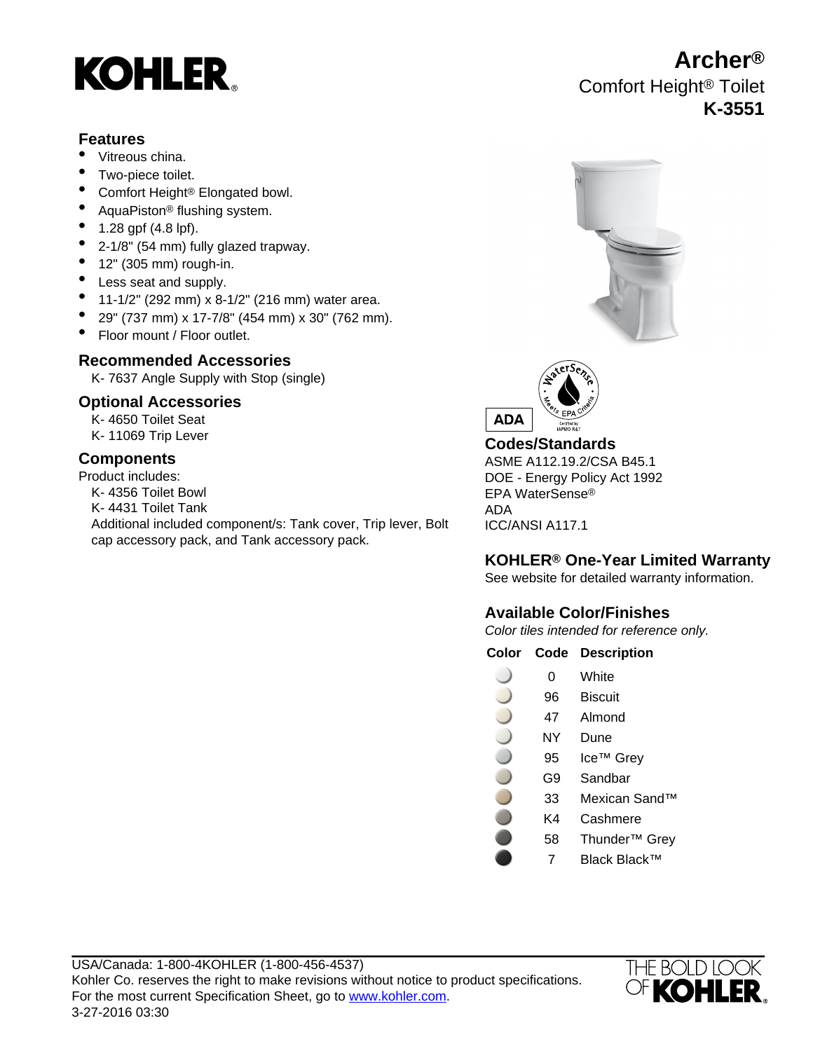KOHLER®

# Archer®

Comfort Height® Toilet

**K-3551**

## Features

- Vitreous china.
- Two-piece toilet.
- Comfort Height® Elongated bowl.
- AquaPiston® flushing system.
- 1.28 gpf (4.8 lpf).
- 2-1/8" (54 mm) fully glazed trapway.
- 12" (305 mm) rough-in.
- Less seat and supply.
- 11-1/2" (292 mm) x 8-1/2" (216 mm) water area.
- 29" (737 mm) x 17-7/8" (454 mm) x 30" (762 mm).
- Floor mount / Floor outlet.

## Recommended Accessories

K- 7637 Angle Supply with Stop (single)

## Optional Accessories

K- 4650 Toilet Seat
K- 11069 Trip Lever

## Components

Product includes:

K- 4356 Toilet Bowl
K- 4431 Toilet Tank
Additional included component/s: Tank cover, Trip lever, Bolt cap accessory pack, and Tank accessory pack.

ADA

WaterSense Meets EPA Criteria — Certified by IAPMO R&T

## Codes/Standards

ASME A112.19.2/CSA B45.1
DOE - Energy Policy Act 1992
EPA WaterSense®
ADA
ICC/ANSI A117.1

## KOHLER® One-Year Limited Warranty

See website for detailed warranty information.

## Available Color/Finishes

*Color tiles intended for reference only.*

| Color | Code | Description |
|---|---|---|
| | 0 | White |
| | 96 | Biscuit |
| | 47 | Almond |
| | NY | Dune |
| | 95 | Ice™ Grey |
| | G9 | Sandbar |
| | 33 | Mexican Sand™ |
| | K4 | Cashmere |
| | 58 | Thunder™ Grey |
| | 7 | Black Black™ |

USA/Canada: 1-800-4KOHLER (1-800-456-4537)
Kohler Co. reserves the right to make revisions without notice to product specifications.
For the most current Specification Sheet, go to www.kohler.com.
3-27-2016 03:30

THE BOLD LOOK OF KOHLER®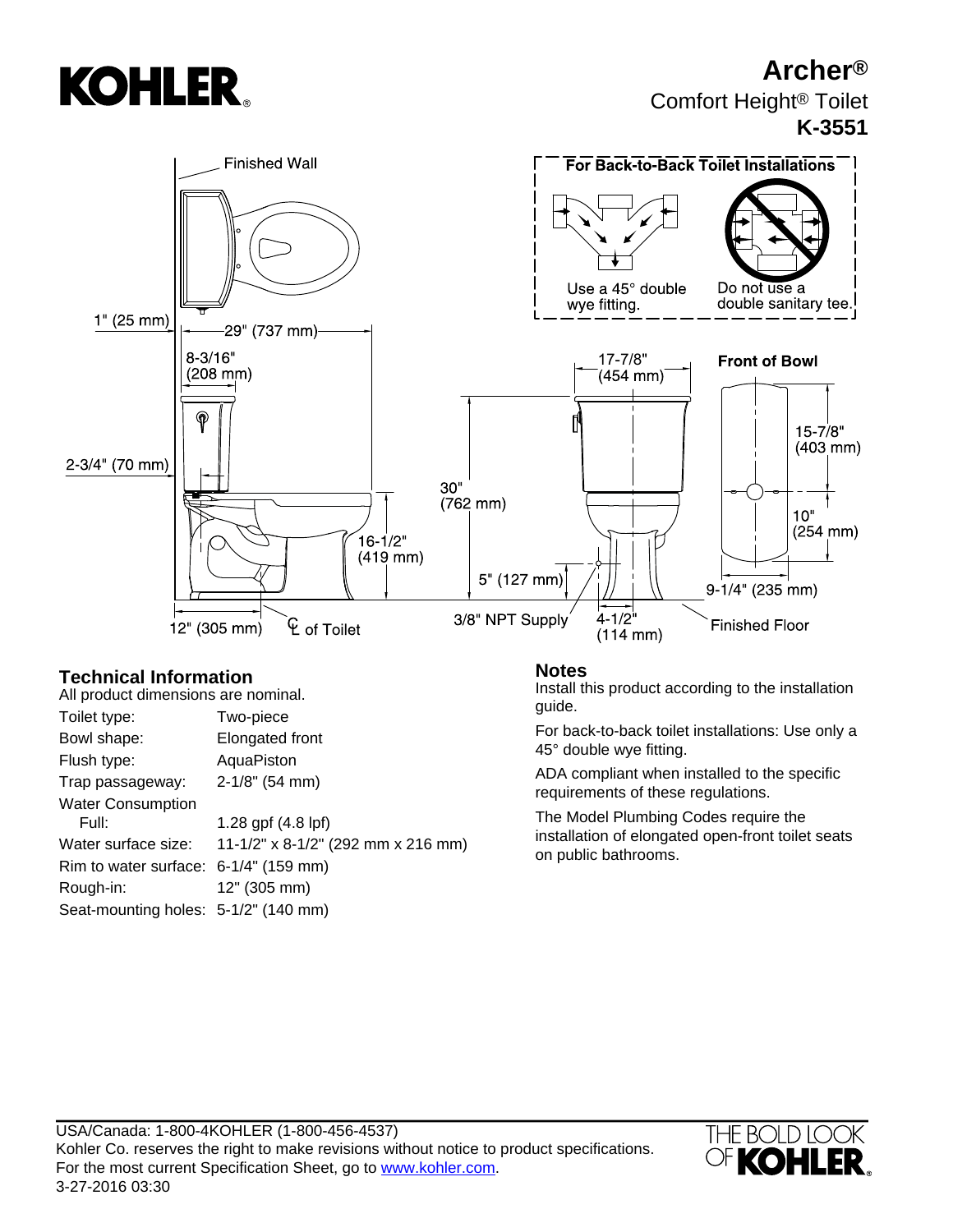# KOHLER

## Archer®
Comfort Height® Toilet
**K-3551**

Finished Wall

**For Back-to-Back Toilet Installations**

Use a 45° double wye fitting.

Do not use a double sanitary tee.

1" (25 mm)

29" (737 mm)

8-3/16" (208 mm)

2-3/4" (70 mm)

16-1/2" (419 mm)

30" (762 mm)

5" (127 mm)

12" (305 mm)

℄ of Toilet

3/8" NPT Supply

4-1/2" (114 mm)

17-7/8" (454 mm)

**Front of Bowl**

15-7/8" (403 mm)

10" (254 mm)

9-1/4" (235 mm)

Finished Floor

## Technical Information

All product dimensions are nominal.

| | |
|---|---|
| Toilet type: | Two-piece |
| Bowl shape: | Elongated front |
| Flush type: | AquaPiston |
| Trap passageway: | 2-1/8" (54 mm) |
| Water Consumption | |
| Full: | 1.28 gpf (4.8 lpf) |
| Water surface size: | 11-1/2" x 8-1/2" (292 mm x 216 mm) |
| Rim to water surface: | 6-1/4" (159 mm) |
| Rough-in: | 12" (305 mm) |
| Seat-mounting holes: | 5-1/2" (140 mm) |

## Notes

Install this product according to the installation guide.

For back-to-back toilet installations: Use only a 45° double wye fitting.

ADA compliant when installed to the specific requirements of these regulations.

The Model Plumbing Codes require the installation of elongated open-front toilet seats on public bathrooms.

USA/Canada: 1-800-4KOHLER (1-800-456-4537)
Kohler Co. reserves the right to make revisions without notice to product specifications.
For the most current Specification Sheet, go to www.kohler.com.
3-27-2016 03:30

THE BOLD LOOK OF KOHLER.